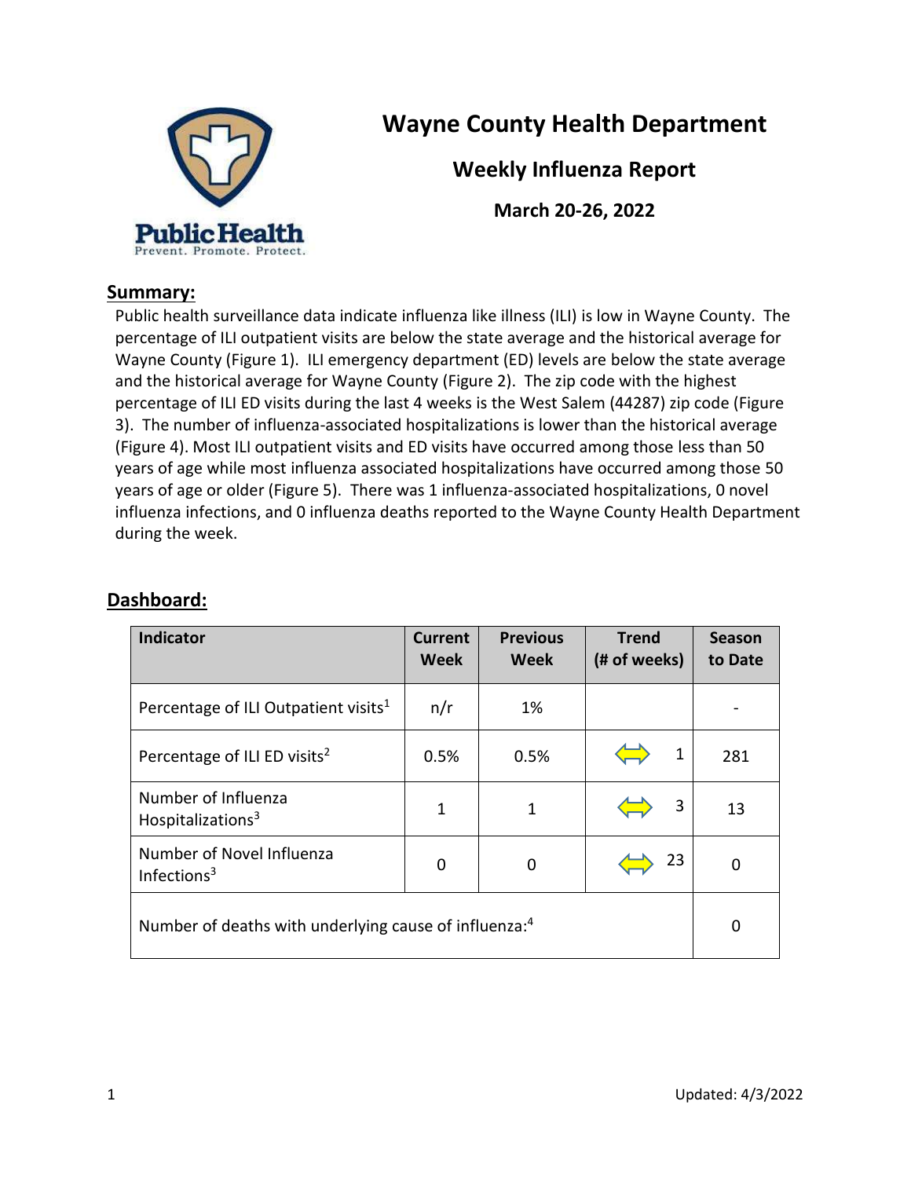# Wayne County Health Department

## Weekly Influenza Report

### March 20-26, 2022

Public Health
Prevent. Promote. Protect.

## Summary:

Public health surveillance data indicate influenza like illness (ILI) is low in Wayne County. The percentage of ILI outpatient visits are below the state average and the historical average for Wayne County (Figure 1). ILI emergency department (ED) levels are below the state average and the historical average for Wayne County (Figure 2). The zip code with the highest percentage of ILI ED visits during the last 4 weeks is the West Salem (44287) zip code (Figure 3). The number of influenza-associated hospitalizations is lower than the historical average (Figure 4). Most ILI outpatient visits and ED visits have occurred among those less than 50 years of age while most influenza associated hospitalizations have occurred among those 50 years of age or older (Figure 5). There was 1 influenza-associated hospitalizations, 0 novel influenza infections, and 0 influenza deaths reported to the Wayne County Health Department during the week.

## Dashboard:

| Indicator | Current Week | Previous Week | Trend (# of weeks) | Season to Date |
|---|---|---|---|---|
| Percentage of ILI Outpatient visits[1] | n/r | 1% | | - |
| Percentage of ILI ED visits[2] | 0.5% | 0.5% | ⇔ 1 | 281 |
| Number of Influenza Hospitalizations[3] | 1 | 1 | ⇔ 3 | 13 |
| Number of Novel Influenza Infections[3] | 0 | 0 | ⇔ 23 | 0 |
| Number of deaths with underlying cause of influenza:[4] | | | | 0 |

Updated: 4/3/2022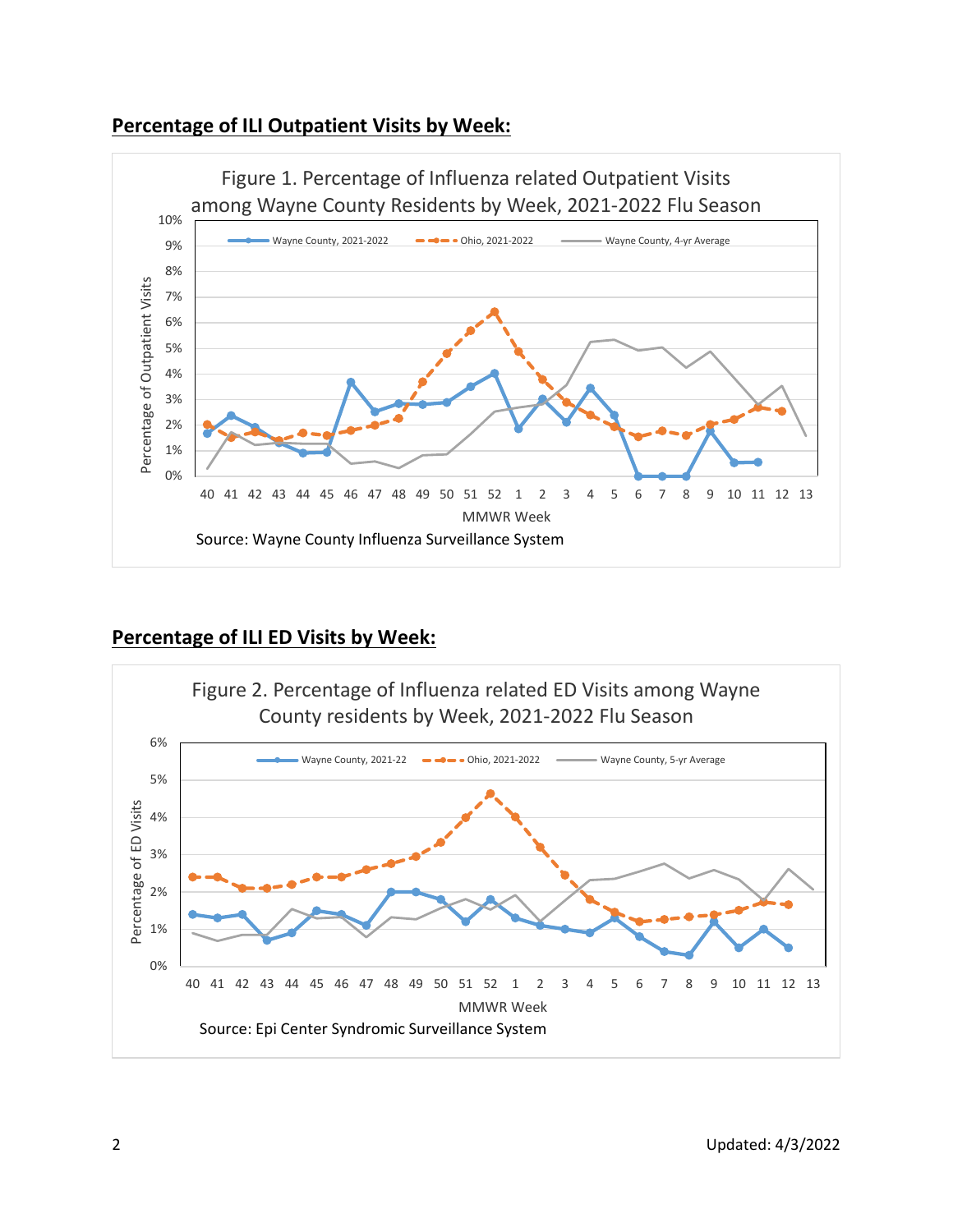## Percentage of ILI Outpatient Visits by Week:

Figure 1. Percentage of Influenza related Outpatient Visits among Wayne County Residents by Week, 2021-2022 Flu Season

Source: Wayne County Influenza Surveillance System

## Percentage of ILI ED Visits by Week:

Figure 2. Percentage of Influenza related ED Visits among Wayne County residents by Week, 2021-2022 Flu Season

Source: Epi Center Syndromic Surveillance System

Updated: 4/3/2022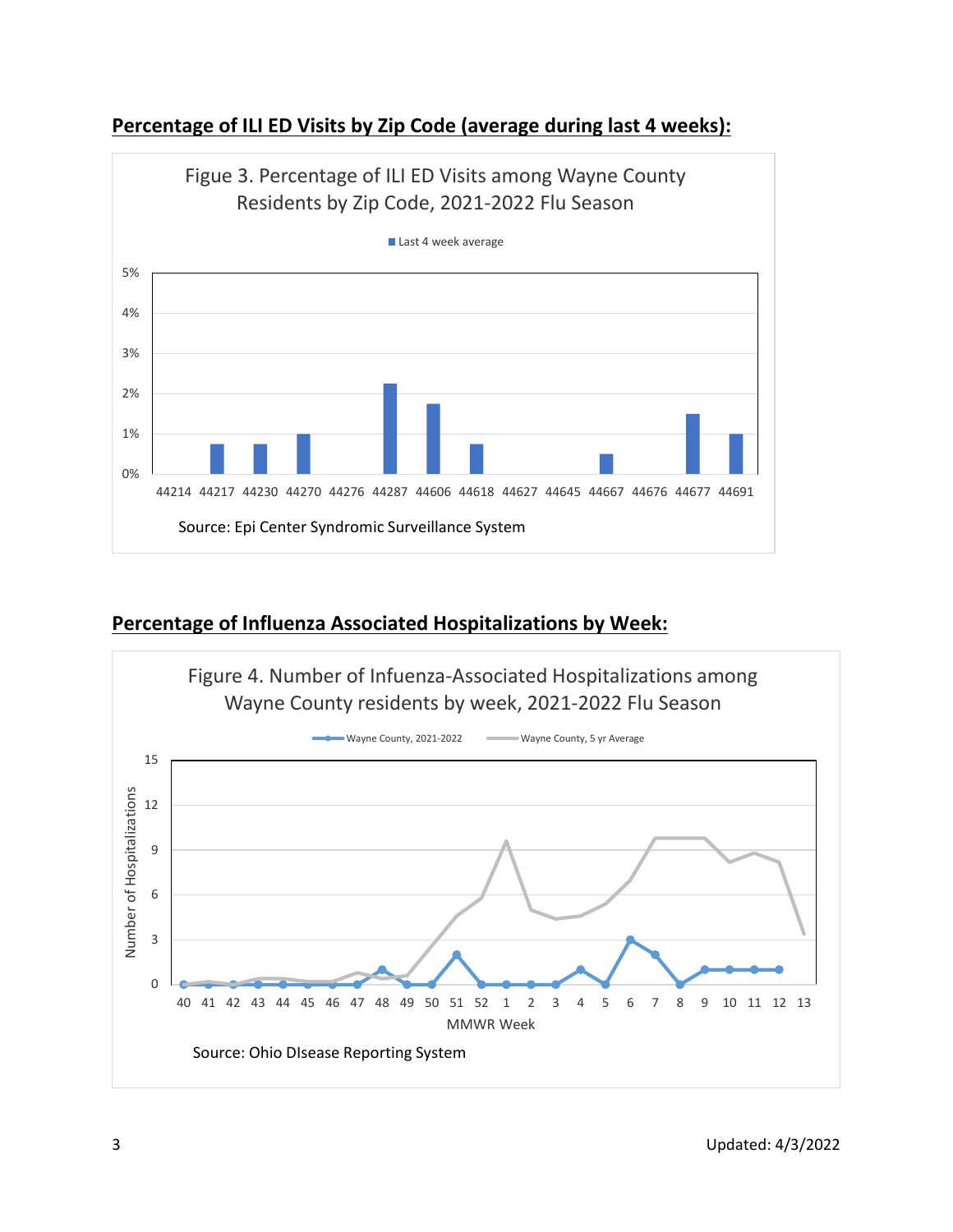## Percentage of ILI ED Visits by Zip Code (average during last 4 weeks):

Figue 3. Percentage of ILI ED Visits among Wayne County Residents by Zip Code, 2021-2022 Flu Season

Last 4 week average

Source: Epi Center Syndromic Surveillance System

## Percentage of Influenza Associated Hospitalizations by Week:

Figure 4. Number of Infuenza-Associated Hospitalizations among Wayne County residents by week, 2021-2022 Flu Season

Wayne County, 2021-2022 — Wayne County, 5 yr Average

Source: Ohio DIsease Reporting System

Updated: 4/3/2022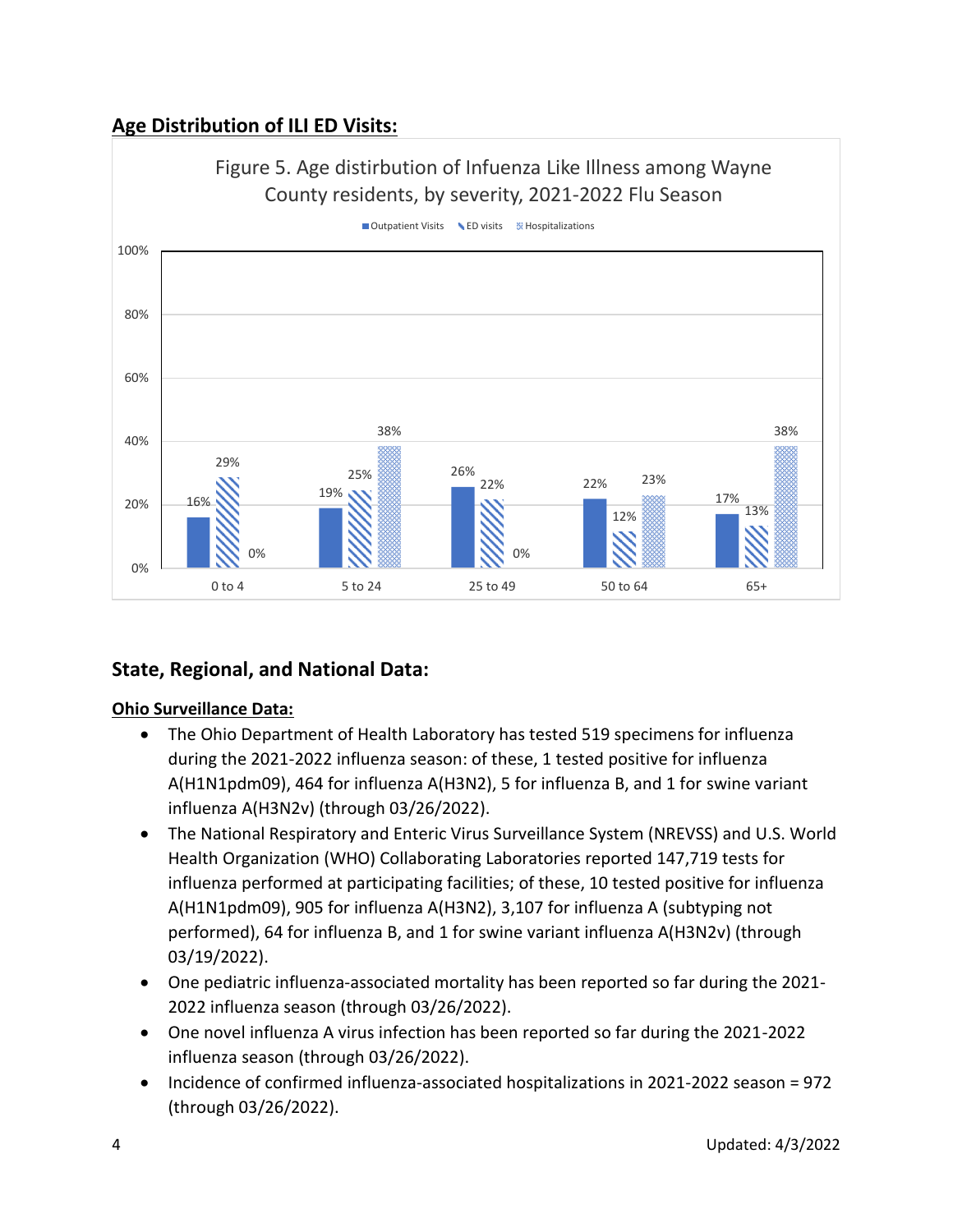## Age Distribution of ILI ED Visits:

Figure 5. Age distirbution of Infuenza Like Illness among Wayne County residents, by severity, 2021-2022 Flu Season

| Age group | Outpatient Visits | ED visits | Hospitalizations |
| --- | --- | --- | --- |
| 0 to 4 | 16% | 29% | 0% |
| 5 to 24 | 19% | 25% | 38% |
| 25 to 49 | 26% | 22% | 0% |
| 50 to 64 | 22% | 12% | 23% |
| 65+ | 17% | 13% | 38% |

## State, Regional, and National Data:

### Ohio Surveillance Data:

- The Ohio Department of Health Laboratory has tested 519 specimens for influenza during the 2021-2022 influenza season: of these, 1 tested positive for influenza A(H1N1pdm09), 464 for influenza A(H3N2), 5 for influenza B, and 1 for swine variant influenza A(H3N2v) (through 03/26/2022).
- The National Respiratory and Enteric Virus Surveillance System (NREVSS) and U.S. World Health Organization (WHO) Collaborating Laboratories reported 147,719 tests for influenza performed at participating facilities; of these, 10 tested positive for influenza A(H1N1pdm09), 905 for influenza A(H3N2), 3,107 for influenza A (subtyping not performed), 64 for influenza B, and 1 for swine variant influenza A(H3N2v) (through 03/19/2022).
- One pediatric influenza-associated mortality has been reported so far during the 2021-2022 influenza season (through 03/26/2022).
- One novel influenza A virus infection has been reported so far during the 2021-2022 influenza season (through 03/26/2022).
- Incidence of confirmed influenza-associated hospitalizations in 2021-2022 season = 972 (through 03/26/2022).

Updated: 4/3/2022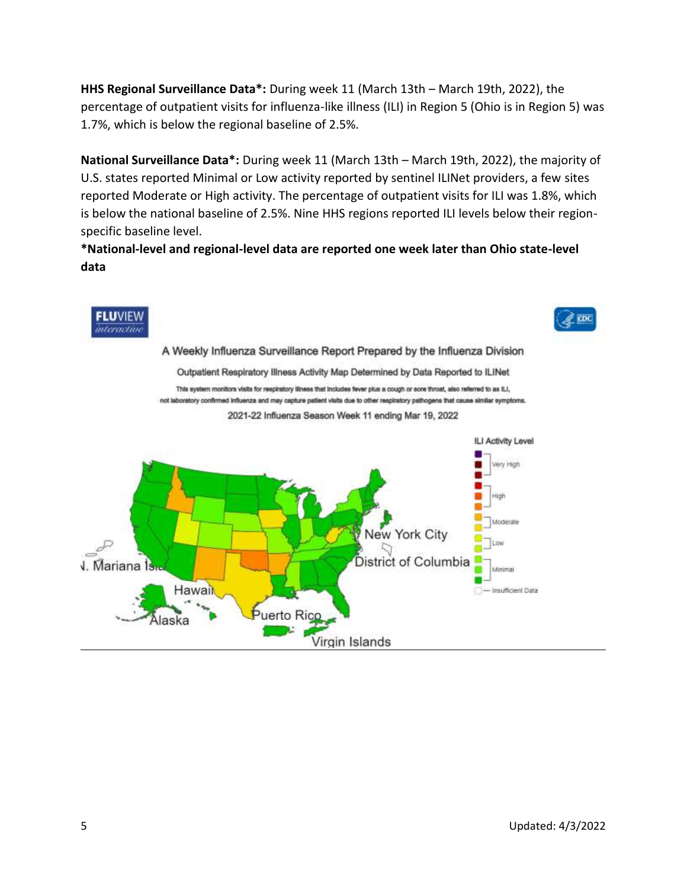**HHS Regional Surveillance Data*:** During week 11 (March 13th – March 19th, 2022), the percentage of outpatient visits for influenza-like illness (ILI) in Region 5 (Ohio is in Region 5) was 1.7%, which is below the regional baseline of 2.5%.

**National Surveillance Data*:** During week 11 (March 13th – March 19th, 2022), the majority of U.S. states reported Minimal or Low activity reported by sentinel ILINet providers, a few sites reported Moderate or High activity. The percentage of outpatient visits for ILI was 1.8%, which is below the national baseline of 2.5%. Nine HHS regions reported ILI levels below their region-specific baseline level.

***National-level and regional-level data are reported one week later than Ohio state-level data**

FLUVIEW interactive

A Weekly Influenza Surveillance Report Prepared by the Influenza Division

Outpatient Respiratory Illness Activity Map Determined by Data Reported to ILINet

This system monitors visits for respiratory illness that includes fever plus a cough or sore throat, also referred to as ILI, not laboratory confirmed influenza and may capture patient visits due to other respiratory pathogens that cause similar symptoms.

2021-22 Influenza Season Week 11 ending Mar 19, 2022

ILI Activity Level: Very High, High, Moderate, Low, Minimal, Insufficient Data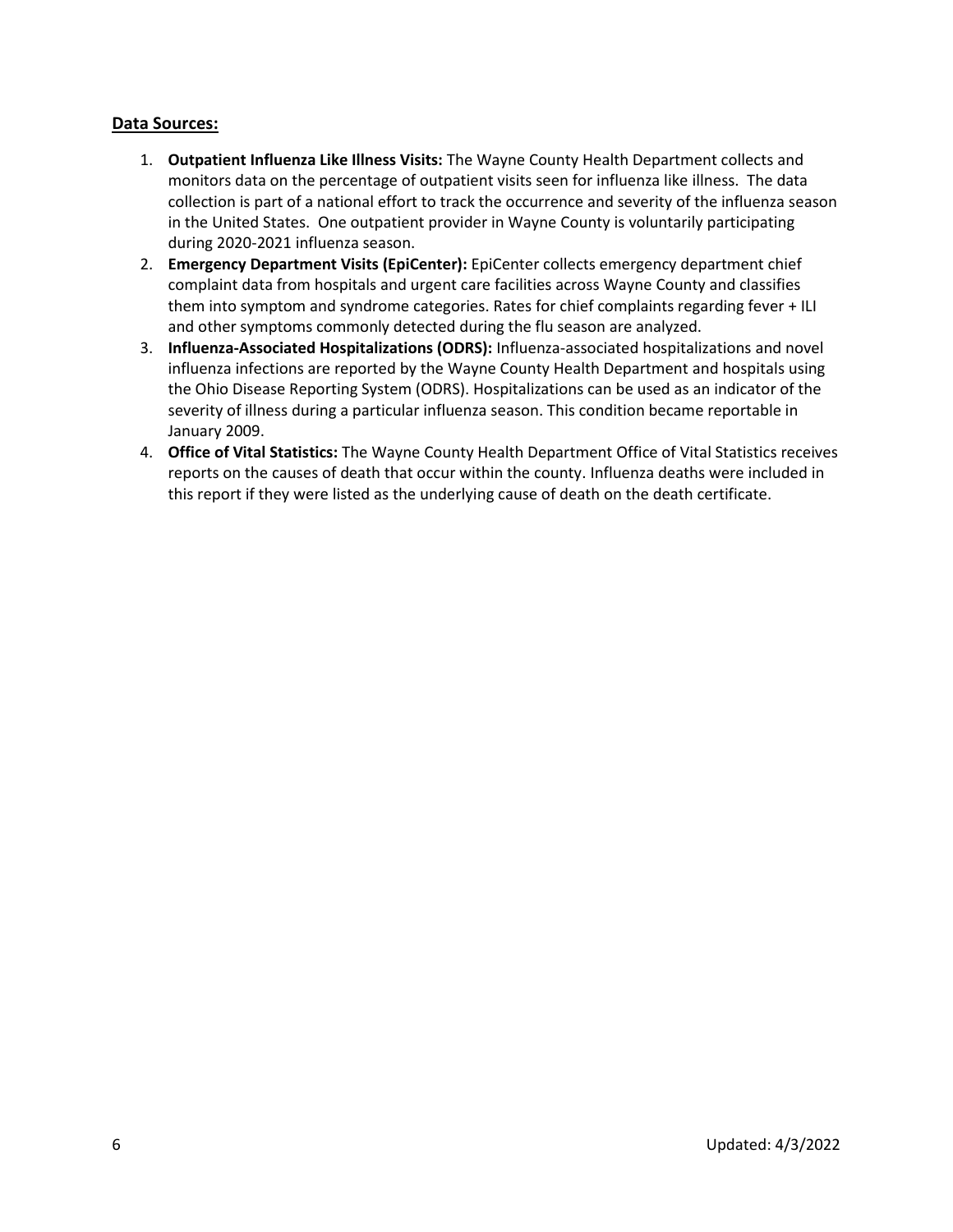## Data Sources:

1. **Outpatient Influenza Like Illness Visits:** The Wayne County Health Department collects and monitors data on the percentage of outpatient visits seen for influenza like illness. The data collection is part of a national effort to track the occurrence and severity of the influenza season in the United States. One outpatient provider in Wayne County is voluntarily participating during 2020-2021 influenza season.
2. **Emergency Department Visits (EpiCenter):** EpiCenter collects emergency department chief complaint data from hospitals and urgent care facilities across Wayne County and classifies them into symptom and syndrome categories. Rates for chief complaints regarding fever + ILI and other symptoms commonly detected during the flu season are analyzed.
3. **Influenza-Associated Hospitalizations (ODRS):** Influenza-associated hospitalizations and novel influenza infections are reported by the Wayne County Health Department and hospitals using the Ohio Disease Reporting System (ODRS). Hospitalizations can be used as an indicator of the severity of illness during a particular influenza season. This condition became reportable in January 2009.
4. **Office of Vital Statistics:** The Wayne County Health Department Office of Vital Statistics receives reports on the causes of death that occur within the county. Influenza deaths were included in this report if they were listed as the underlying cause of death on the death certificate.

Updated: 4/3/2022